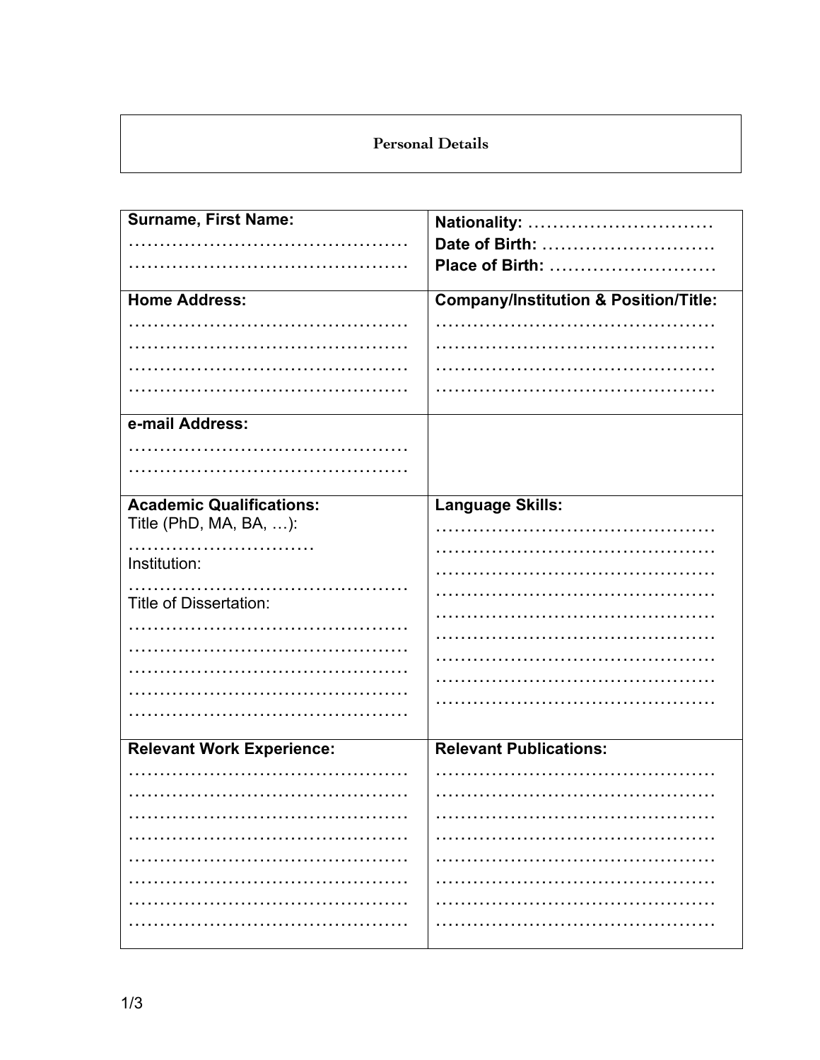## Personal Details

| Surname, First Name:<br>………………………………………<br>……………………………………… | Nationality: …………………………<br>Date of Birth: ………………………<br>Place of Birth: ……………………… |
|---|---|
| **Home Address:**<br>………………………………………<br>………………………………………<br>………………………………………<br>……………………………………… | **Company/Institution & Position/Title:**<br>………………………………………<br>………………………………………<br>………………………………………<br>……………………………………… |
| **e-mail Address:**<br>………………………………………<br>……………………………………… | |
| **Academic Qualifications:**<br>Title (PhD, MA, BA, …):<br>…………………………<br>Institution:<br>………………………………………<br>Title of Dissertation:<br>………………………………………<br>………………………………………<br>………………………………………<br>………………………………………<br>……………………………………… | **Language Skills:**<br>………………………………………<br>………………………………………<br>………………………………………<br>………………………………………<br>………………………………………<br>………………………………………<br>………………………………………<br>………………………………………<br>……………………………………… |
| **Relevant Work Experience:**<br>………………………………………<br>………………………………………<br>………………………………………<br>………………………………………<br>………………………………………<br>………………………………………<br>………………………………………<br>……………………………………… | **Relevant Publications:**<br>………………………………………<br>………………………………………<br>………………………………………<br>………………………………………<br>………………………………………<br>………………………………………<br>………………………………………<br>……………………………………… |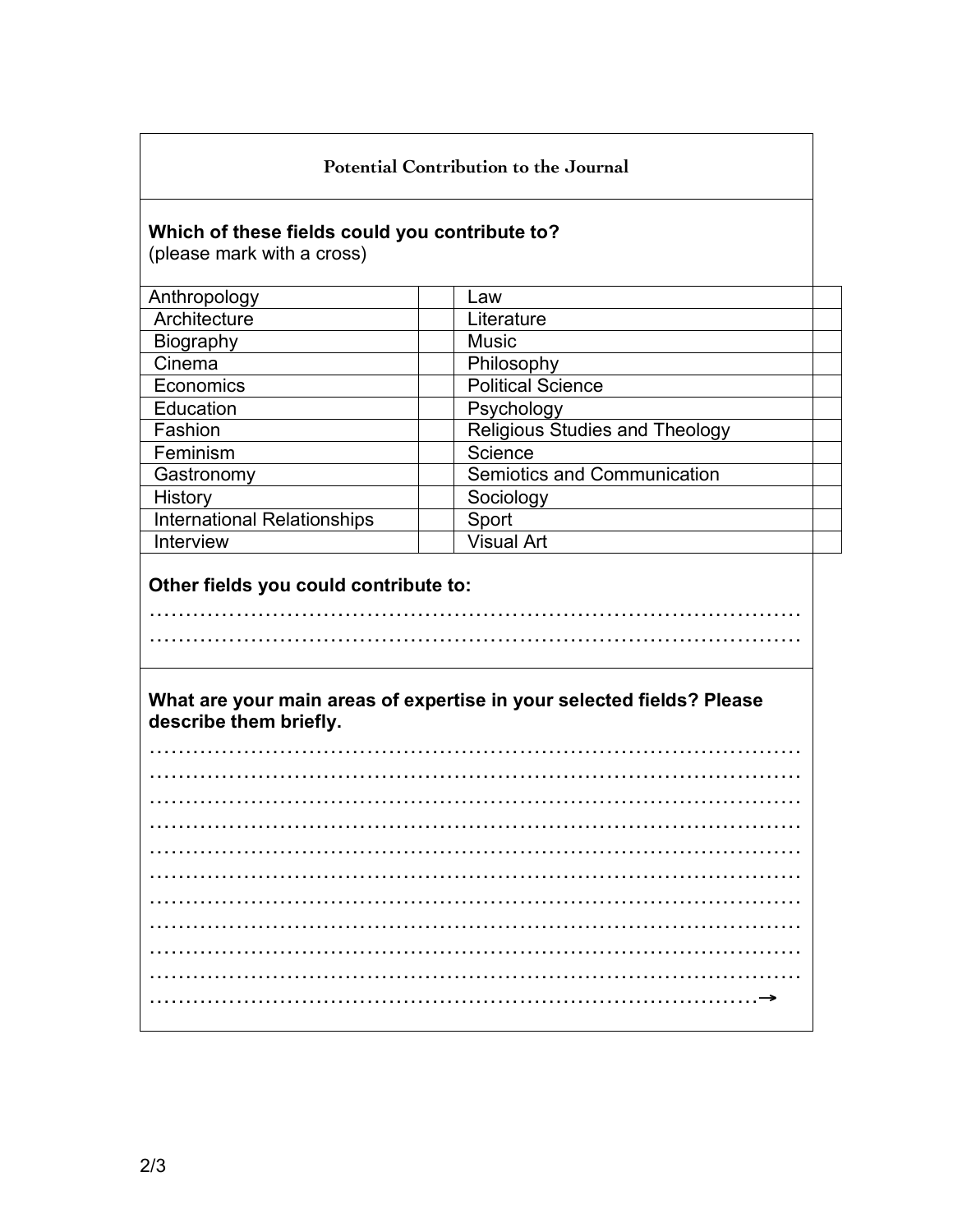## Potential Contribution to the Journal

**Which of these fields could you contribute to?**
(please mark with a cross)

| Field | | Field | |
|---|---|---|---|
| Anthropology | | Law | |
| Architecture | | Literature | |
| Biography | | Music | |
| Cinema | | Philosophy | |
| Economics | | Political Science | |
| Education | | Psychology | |
| Fashion | | Religious Studies and Theology | |
| Feminism | | Science | |
| Gastronomy | | Semiotics and Communication | |
| History | | Sociology | |
| International Relationships | | Sport | |
| Interview | | Visual Art | |

**Other fields you could contribute to:**

……………………………………………………………………………
……………………………………………………………………………

**What are your main areas of expertise in your selected fields? Please describe them briefly.**

……………………………………………………………………………
……………………………………………………………………………
……………………………………………………………………………
……………………………………………………………………………
……………………………………………………………………………
……………………………………………………………………………
……………………………………………………………………………
……………………………………………………………………………
……………………………………………………………………………
……………………………………………………………………………
…………………………………………………………………………→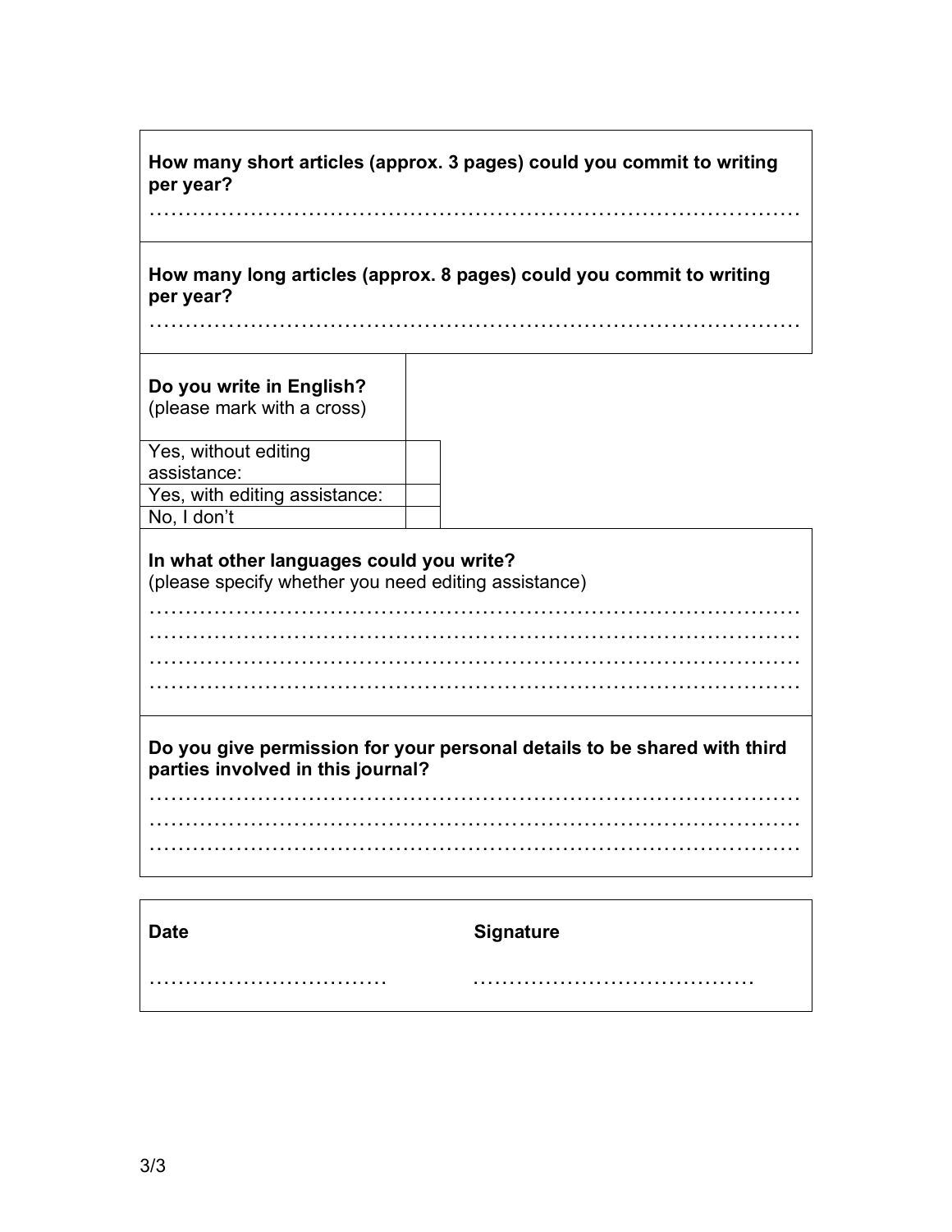**How many short articles (approx. 3 pages) could you commit to writing per year?**

……………………………………………………………………………………

**How many long articles (approx. 8 pages) could you commit to writing per year?**

……………………………………………………………………………………

**Do you write in English?**
(please mark with a cross)

| | |
|---|---|
| Yes, without editing assistance: | |
| Yes, with editing assistance: | |
| No, I don't | |

**In what other languages could you write?**
(please specify whether you need editing assistance)

……………………………………………………………………………………
……………………………………………………………………………………
……………………………………………………………………………………
……………………………………………………………………………………

**Do you give permission for your personal details to be shared with third parties involved in this journal?**

……………………………………………………………………………………
……………………………………………………………………………………
……………………………………………………………………………………

| **Date** | **Signature** |
|---|---|
| …………………………… | ………………………………… |